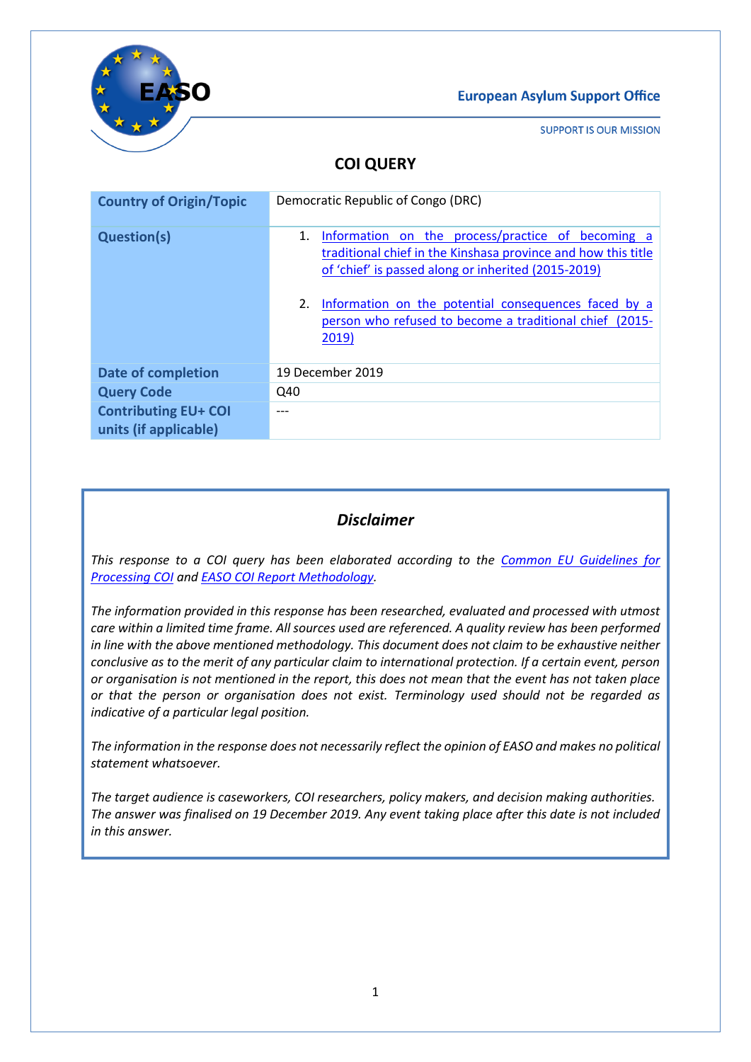European Asylum Support Office

SUPPORT IS OUR MISSION

# COI QUERY

| Country of Origin/Topic | Democratic Republic of Congo (DRC) |
|---|---|
| Question(s) | 1. Information on the process/practice of becoming a traditional chief in the Kinshasa province and how this title of 'chief' is passed along or inherited (2015-2019)<br><br>2. Information on the potential consequences faced by a person who refused to become a traditional chief (2015-2019) |
| Date of completion | 19 December 2019 |
| Query Code | Q40 |
| Contributing EU+ COI units (if applicable) | --- |

## *Disclaimer*

*This response to a COI query has been elaborated according to the Common EU Guidelines for Processing COI and EASO COI Report Methodology.*

*The information provided in this response has been researched, evaluated and processed with utmost care within a limited time frame. All sources used are referenced. A quality review has been performed in line with the above mentioned methodology. This document does not claim to be exhaustive neither conclusive as to the merit of any particular claim to international protection. If a certain event, person or organisation is not mentioned in the report, this does not mean that the event has not taken place or that the person or organisation does not exist. Terminology used should not be regarded as indicative of a particular legal position.*

*The information in the response does not necessarily reflect the opinion of EASO and makes no political statement whatsoever.*

*The target audience is caseworkers, COI researchers, policy makers, and decision making authorities. The answer was finalised on 19 December 2019. Any event taking place after this date is not included in this answer.*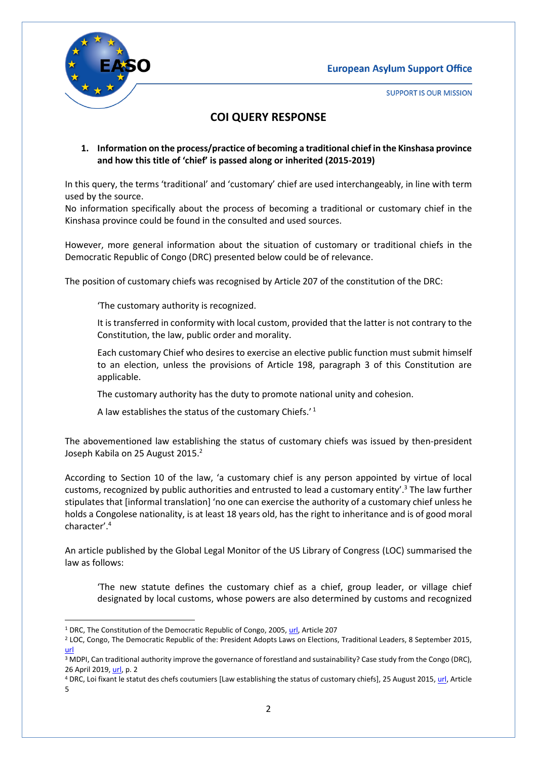## COI QUERY RESPONSE

**1. Information on the process/practice of becoming a traditional chief in the Kinshasa province and how this title of 'chief' is passed along or inherited (2015-2019)**

In this query, the terms 'traditional' and 'customary' chief are used interchangeably, in line with term used by the source.
No information specifically about the process of becoming a traditional or customary chief in the Kinshasa province could be found in the consulted and used sources.

However, more general information about the situation of customary or traditional chiefs in the Democratic Republic of Congo (DRC) presented below could be of relevance.

The position of customary chiefs was recognised by Article 207 of the constitution of the DRC:

> 'The customary authority is recognized.
>
> It is transferred in conformity with local custom, provided that the latter is not contrary to the Constitution, the law, public order and morality.
>
> Each customary Chief who desires to exercise an elective public function must submit himself to an election, unless the provisions of Article 198, paragraph 3 of this Constitution are applicable.
>
> The customary authority has the duty to promote national unity and cohesion.
>
> A law establishes the status of the customary Chiefs.' [1]

The abovementioned law establishing the status of customary chiefs was issued by then-president Joseph Kabila on 25 August 2015.[2]

According to Section 10 of the law, 'a customary chief is any person appointed by virtue of local customs, recognized by public authorities and entrusted to lead a customary entity'.[3] The law further stipulates that [informal translation] 'no one can exercise the authority of a customary chief unless he holds a Congolese nationality, is at least 18 years old, has the right to inheritance and is of good moral character'.[4]

An article published by the Global Legal Monitor of the US Library of Congress (LOC) summarised the law as follows:

> 'The new statute defines the customary chief as a chief, group leader, or village chief designated by local customs, whose powers are also determined by customs and recognized

---

[1] DRC, The Constitution of the Democratic Republic of Congo, 2005, url, Article 207

[2] LOC, Congo, The Democratic Republic of the: President Adopts Laws on Elections, Traditional Leaders, 8 September 2015, url

[3] MDPI, Can traditional authority improve the governance of forestland and sustainability? Case study from the Congo (DRC), 26 April 2019, url, p. 2

[4] DRC, Loi fixant le statut des chefs coutumiers [Law establishing the status of customary chiefs], 25 August 2015, url, Article 5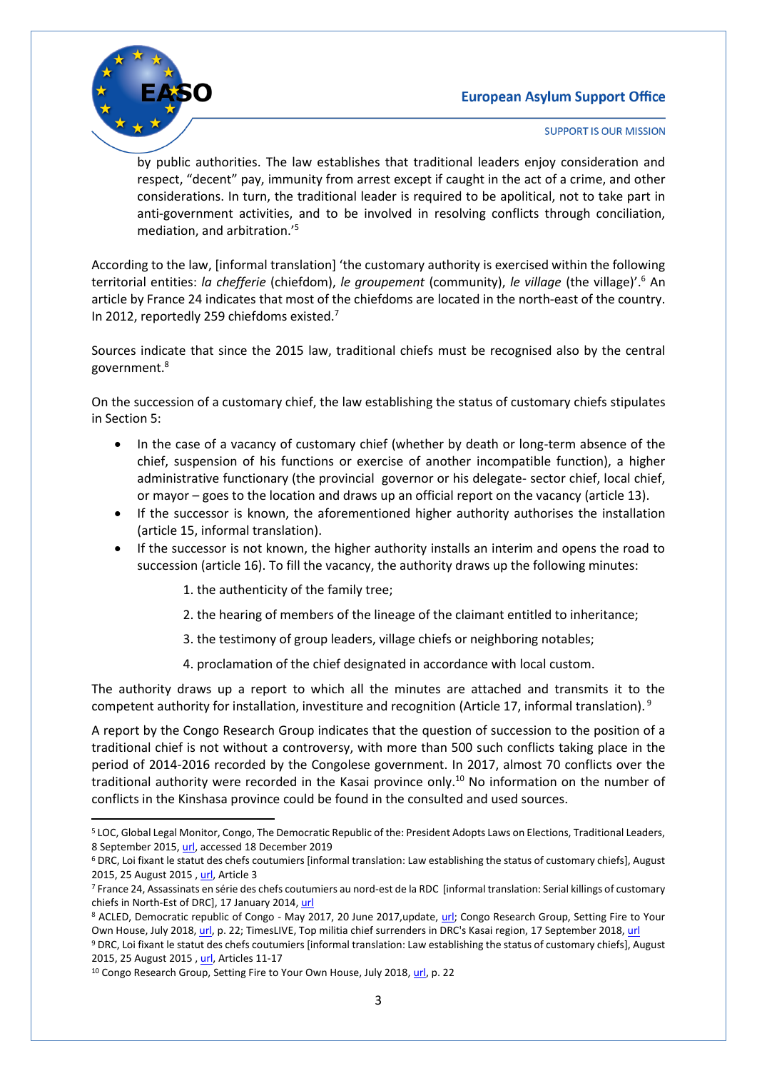by public authorities. The law establishes that traditional leaders enjoy consideration and respect, "decent" pay, immunity from arrest except if caught in the act of a crime, and other considerations. In turn, the traditional leader is required to be apolitical, not to take part in anti-government activities, and to be involved in resolving conflicts through conciliation, mediation, and arbitration.'[5]

According to the law, [informal translation] 'the customary authority is exercised within the following territorial entities: *la chefferie* (chiefdom), *le groupement* (community), *le village* (the village)'.[6] An article by France 24 indicates that most of the chiefdoms are located in the north-east of the country. In 2012, reportedly 259 chiefdoms existed.[7]

Sources indicate that since the 2015 law, traditional chiefs must be recognised also by the central government.[8]

On the succession of a customary chief, the law establishing the status of customary chiefs stipulates in Section 5:

- In the case of a vacancy of customary chief (whether by death or long-term absence of the chief, suspension of his functions or exercise of another incompatible function), a higher administrative functionary (the provincial governor or his delegate- sector chief, local chief, or mayor – goes to the location and draws up an official report on the vacancy (article 13).
- If the successor is known, the aforementioned higher authority authorises the installation (article 15, informal translation).
- If the successor is not known, the higher authority installs an interim and opens the road to succession (article 16). To fill the vacancy, the authority draws up the following minutes:

    1. the authenticity of the family tree;
    2. the hearing of members of the lineage of the claimant entitled to inheritance;
    3. the testimony of group leaders, village chiefs or neighboring notables;
    4. proclamation of the chief designated in accordance with local custom.

The authority draws up a report to which all the minutes are attached and transmits it to the competent authority for installation, investiture and recognition (Article 17, informal translation).[9]

A report by the Congo Research Group indicates that the question of succession to the position of a traditional chief is not without a controversy, with more than 500 such conflicts taking place in the period of 2014-2016 recorded by the Congolese government. In 2017, almost 70 conflicts over the traditional authority were recorded in the Kasai province only.[10] No information on the number of conflicts in the Kinshasa province could be found in the consulted and used sources.

---

[5] LOC, Global Legal Monitor, Congo, The Democratic Republic of the: President Adopts Laws on Elections, Traditional Leaders, 8 September 2015, url, accessed 18 December 2019

[6] DRC, Loi fixant le statut des chefs coutumiers [informal translation: Law establishing the status of customary chiefs], August 2015, 25 August 2015 , url, Article 3

[7] France 24, Assassinats en série des chefs coutumiers au nord-est de la RDC [informal translation: Serial killings of customary chiefs in North-Est of DRC], 17 January 2014, url

[8] ACLED, Democratic republic of Congo - May 2017, 20 June 2017,update, url; Congo Research Group, Setting Fire to Your Own House, July 2018, url, p. 22; TimesLIVE, Top militia chief surrenders in DRC's Kasai region, 17 September 2018, url

[9] DRC, Loi fixant le statut des chefs coutumiers [informal translation: Law establishing the status of customary chiefs], August 2015, 25 August 2015 , url, Articles 11-17

[10] Congo Research Group, Setting Fire to Your Own House, July 2018, url, p. 22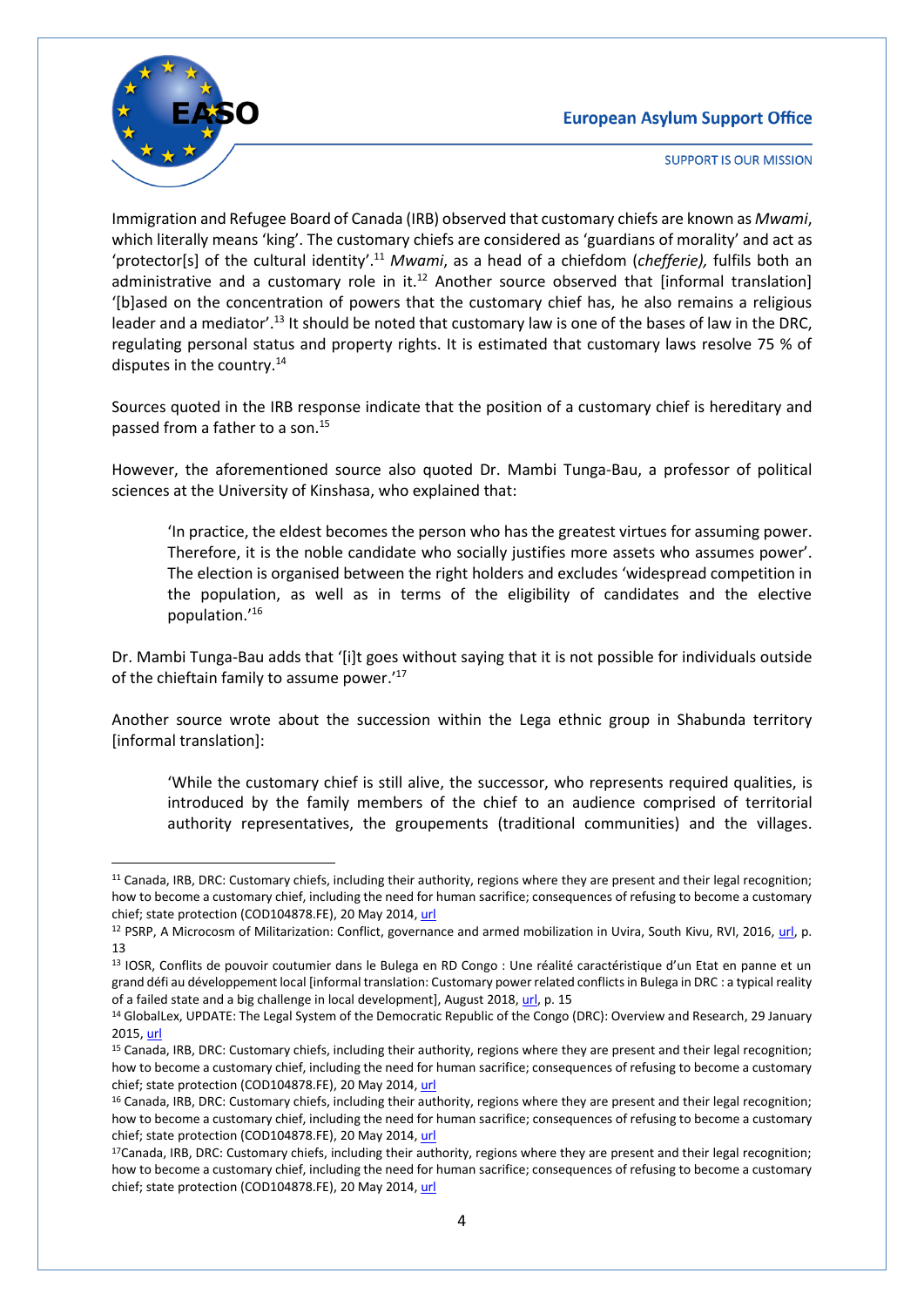Immigration and Refugee Board of Canada (IRB) observed that customary chiefs are known as *Mwami*, which literally means 'king'. The customary chiefs are considered as 'guardians of morality' and act as 'protector[s] of the cultural identity'.[11] *Mwami*, as a head of a chiefdom (*chefferie),* fulfils both an administrative and a customary role in it.[12] Another source observed that [informal translation] '[b]ased on the concentration of powers that the customary chief has, he also remains a religious leader and a mediator'.[13] It should be noted that customary law is one of the bases of law in the DRC, regulating personal status and property rights. It is estimated that customary laws resolve 75 % of disputes in the country.[14]

Sources quoted in the IRB response indicate that the position of a customary chief is hereditary and passed from a father to a son.[15]

However, the aforementioned source also quoted Dr. Mambi Tunga-Bau, a professor of political sciences at the University of Kinshasa, who explained that:

> 'In practice, the eldest becomes the person who has the greatest virtues for assuming power. Therefore, it is the noble candidate who socially justifies more assets who assumes power'. The election is organised between the right holders and excludes 'widespread competition in the population, as well as in terms of the eligibility of candidates and the elective population.'[16]

Dr. Mambi Tunga-Bau adds that '[i]t goes without saying that it is not possible for individuals outside of the chieftain family to assume power.'[17]

Another source wrote about the succession within the Lega ethnic group in Shabunda territory [informal translation]:

> 'While the customary chief is still alive, the successor, who represents required qualities, is introduced by the family members of the chief to an audience comprised of territorial authority representatives, the groupements (traditional communities) and the villages.

---

[11] Canada, IRB, DRC: Customary chiefs, including their authority, regions where they are present and their legal recognition; how to become a customary chief, including the need for human sacrifice; consequences of refusing to become a customary chief; state protection (COD104878.FE), 20 May 2014, url

[12] PSRP, A Microcosm of Militarization: Conflict, governance and armed mobilization in Uvira, South Kivu, RVI, 2016, url, p. 13

[13] IOSR, Conflits de pouvoir coutumier dans le Bulega en RD Congo : Une réalité caractéristique d'un Etat en panne et un grand défi au développement local [informal translation: Customary power related conflicts in Bulega in DRC : a typical reality of a failed state and a big challenge in local development], August 2018, url, p. 15

[14] GlobalLex, UPDATE: The Legal System of the Democratic Republic of the Congo (DRC): Overview and Research, 29 January 2015, url

[15] Canada, IRB, DRC: Customary chiefs, including their authority, regions where they are present and their legal recognition; how to become a customary chief, including the need for human sacrifice; consequences of refusing to become a customary chief; state protection (COD104878.FE), 20 May 2014, url

[16] Canada, IRB, DRC: Customary chiefs, including their authority, regions where they are present and their legal recognition; how to become a customary chief, including the need for human sacrifice; consequences of refusing to become a customary chief; state protection (COD104878.FE), 20 May 2014, url

[17] Canada, IRB, DRC: Customary chiefs, including their authority, regions where they are present and their legal recognition; how to become a customary chief, including the need for human sacrifice; consequences of refusing to become a customary chief; state protection (COD104878.FE), 20 May 2014, url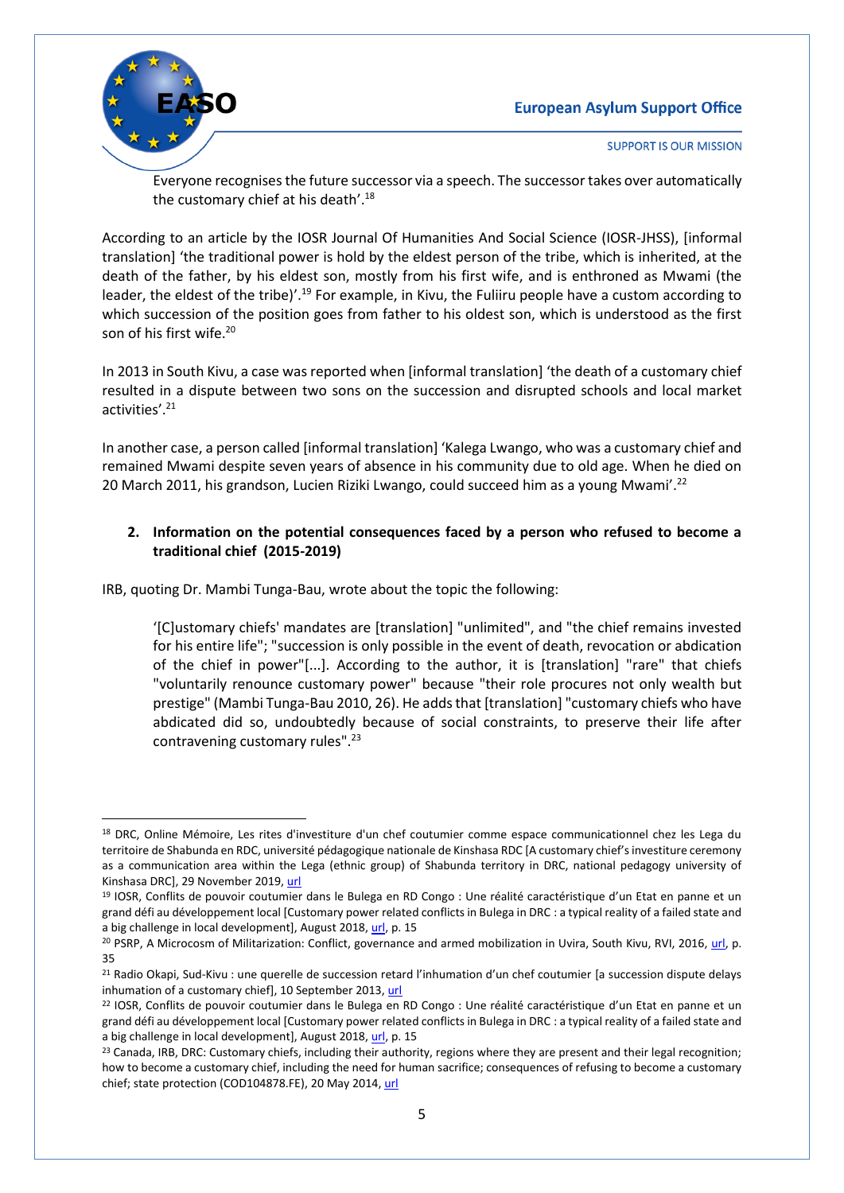Everyone recognises the future successor via a speech. The successor takes over automatically the customary chief at his death'.[18]

According to an article by the IOSR Journal Of Humanities And Social Science (IOSR-JHSS), [informal translation] 'the traditional power is hold by the eldest person of the tribe, which is inherited, at the death of the father, by his eldest son, mostly from his first wife, and is enthroned as Mwami (the leader, the eldest of the tribe)'.[19] For example, in Kivu, the Fuliiru people have a custom according to which succession of the position goes from father to his oldest son, which is understood as the first son of his first wife.[20]

In 2013 in South Kivu, a case was reported when [informal translation] 'the death of a customary chief resulted in a dispute between two sons on the succession and disrupted schools and local market activities'.[21]

In another case, a person called [informal translation] 'Kalega Lwango, who was a customary chief and remained Mwami despite seven years of absence in his community due to old age. When he died on 20 March 2011, his grandson, Lucien Riziki Lwango, could succeed him as a young Mwami'.[22]

## 2. Information on the potential consequences faced by a person who refused to become a traditional chief (2015-2019)

IRB, quoting Dr. Mambi Tunga-Bau, wrote about the topic the following:

> '[C]ustomary chiefs' mandates are [translation] "unlimited", and "the chief remains invested for his entire life"; "succession is only possible in the event of death, revocation or abdication of the chief in power"[...]. According to the author, it is [translation] "rare" that chiefs "voluntarily renounce customary power" because "their role procures not only wealth but prestige" (Mambi Tunga-Bau 2010, 26). He adds that [translation] "customary chiefs who have abdicated did so, undoubtedly because of social constraints, to preserve their life after contravening customary rules".[23]

---

[18] DRC, Online Mémoire, Les rites d'investiture d'un chef coutumier comme espace communicationnel chez les Lega du territoire de Shabunda en RDC, université pédagogique nationale de Kinshasa RDC [A customary chief's investiture ceremony as a communication area within the Lega (ethnic group) of Shabunda territory in DRC, national pedagogy university of Kinshasa DRC], 29 November 2019, url

[19] IOSR, Conflits de pouvoir coutumier dans le Bulega en RD Congo : Une réalité caractéristique d'un Etat en panne et un grand défi au développement local [Customary power related conflicts in Bulega in DRC : a typical reality of a failed state and a big challenge in local development], August 2018, url, p. 15

[20] PSRP, A Microcosm of Militarization: Conflict, governance and armed mobilization in Uvira, South Kivu, RVI, 2016, url, p. 35

[21] Radio Okapi, Sud-Kivu : une querelle de succession retard l'inhumation d'un chef coutumier [a succession dispute delays inhumation of a customary chief], 10 September 2013, url

[22] IOSR, Conflits de pouvoir coutumier dans le Bulega en RD Congo : Une réalité caractéristique d'un Etat en panne et un grand défi au développement local [Customary power related conflicts in Bulega in DRC : a typical reality of a failed state and a big challenge in local development], August 2018, url, p. 15

[23] Canada, IRB, DRC: Customary chiefs, including their authority, regions where they are present and their legal recognition; how to become a customary chief, including the need for human sacrifice; consequences of refusing to become a customary chief; state protection (COD104878.FE), 20 May 2014, url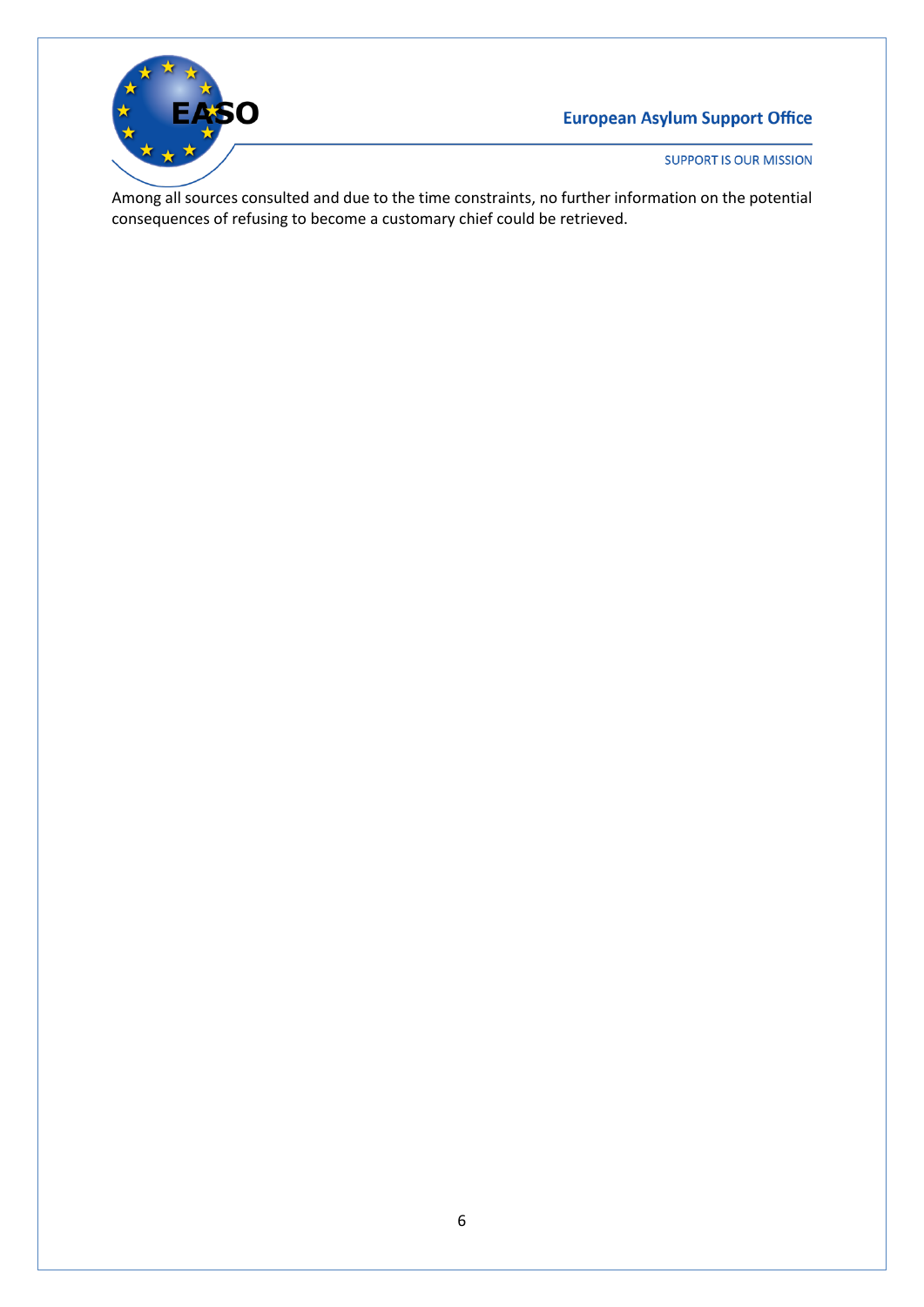Among all sources consulted and due to the time constraints, no further information on the potential consequences of refusing to become a customary chief could be retrieved.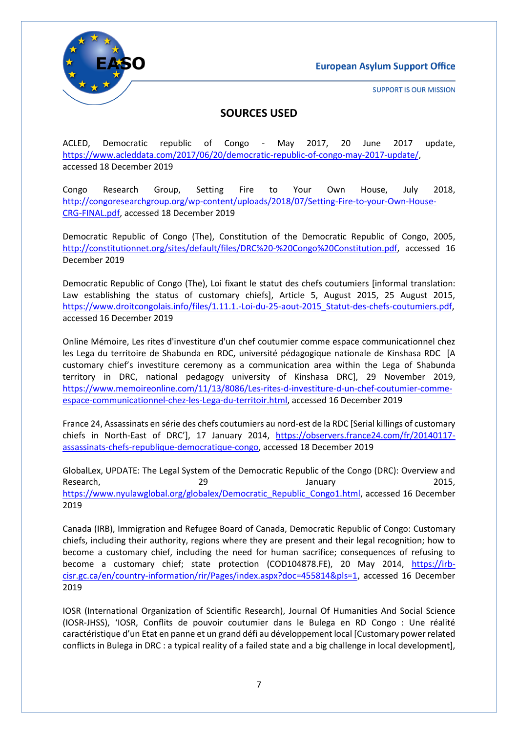## SOURCES USED

ACLED, Democratic republic of Congo - May 2017, 20 June 2017 update, https://www.acleddata.com/2017/06/20/democratic-republic-of-congo-may-2017-update/, accessed 18 December 2019

Congo Research Group, Setting Fire to Your Own House, July 2018, http://congoresearchgroup.org/wp-content/uploads/2018/07/Setting-Fire-to-your-Own-House-CRG-FINAL.pdf, accessed 18 December 2019

Democratic Republic of Congo (The), Constitution of the Democratic Republic of Congo, 2005, http://constitutionnet.org/sites/default/files/DRC%20-%20Congo%20Constitution.pdf, accessed 16 December 2019

Democratic Republic of Congo (The), Loi fixant le statut des chefs coutumiers [informal translation: Law establishing the status of customary chiefs], Article 5, August 2015, 25 August 2015, https://www.droitcongolais.info/files/1.11.1.-Loi-du-25-aout-2015_Statut-des-chefs-coutumiers.pdf, accessed 16 December 2019

Online Mémoire, Les rites d'investiture d'un chef coutumier comme espace communicationnel chez les Lega du territoire de Shabunda en RDC, université pédagogique nationale de Kinshasa RDC [A customary chief's investiture ceremony as a communication area within the Lega of Shabunda territory in DRC, national pedagogy university of Kinshasa DRC], 29 November 2019, https://www.memoireonline.com/11/13/8086/Les-rites-d-investiture-d-un-chef-coutumier-comme-espace-communicationnel-chez-les-Lega-du-territoir.html, accessed 16 December 2019

France 24, Assassinats en série des chefs coutumiers au nord-est de la RDC [Serial killings of customary chiefs in North-East of DRC'], 17 January 2014, https://observers.france24.com/fr/20140117-assassinats-chefs-republique-democratique-congo, accessed 18 December 2019

GlobalLex, UPDATE: The Legal System of the Democratic Republic of the Congo (DRC): Overview and Research, 29 January 2015, https://www.nyulawglobal.org/globalex/Democratic_Republic_Congo1.html, accessed 16 December 2019

Canada (IRB), Immigration and Refugee Board of Canada, Democratic Republic of Congo: Customary chiefs, including their authority, regions where they are present and their legal recognition; how to become a customary chief, including the need for human sacrifice; consequences of refusing to become a customary chief; state protection (COD104878.FE), 20 May 2014, https://irb-cisr.gc.ca/en/country-information/rir/Pages/index.aspx?doc=455814&pls=1, accessed 16 December 2019

IOSR (International Organization of Scientific Research), Journal Of Humanities And Social Science (IOSR-JHSS), 'IOSR, Conflits de pouvoir coutumier dans le Bulega en RD Congo : Une réalité caractéristique d'un Etat en panne et un grand défi au développement local [Customary power related conflicts in Bulega in DRC : a typical reality of a failed state and a big challenge in local development],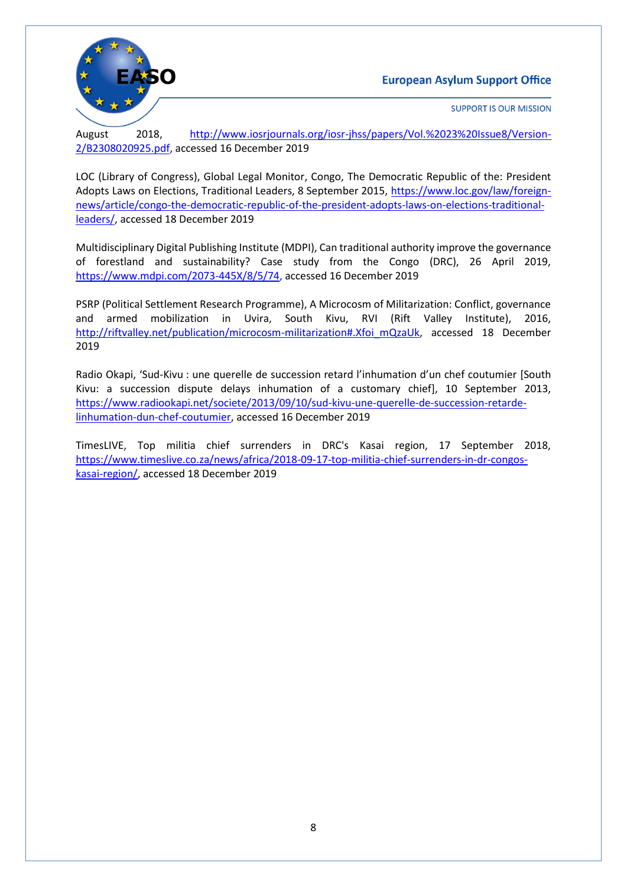August 2018, http://www.iosrjournals.org/iosr-jhss/papers/Vol.%2023%20Issue8/Version-2/B2308020925.pdf, accessed 16 December 2019

LOC (Library of Congress), Global Legal Monitor, Congo, The Democratic Republic of the: President Adopts Laws on Elections, Traditional Leaders, 8 September 2015, https://www.loc.gov/law/foreign-news/article/congo-the-democratic-republic-of-the-president-adopts-laws-on-elections-traditional-leaders/, accessed 18 December 2019

Multidisciplinary Digital Publishing Institute (MDPI), Can traditional authority improve the governance of forestland and sustainability? Case study from the Congo (DRC), 26 April 2019, https://www.mdpi.com/2073-445X/8/5/74, accessed 16 December 2019

PSRP (Political Settlement Research Programme), A Microcosm of Militarization: Conflict, governance and armed mobilization in Uvira, South Kivu, RVI (Rift Valley Institute), 2016, http://riftvalley.net/publication/microcosm-militarization#.Xfoi_mQzaUk, accessed 18 December 2019

Radio Okapi, 'Sud-Kivu : une querelle de succession retard l'inhumation d'un chef coutumier [South Kivu: a succession dispute delays inhumation of a customary chief], 10 September 2013, https://www.radiookapi.net/societe/2013/09/10/sud-kivu-une-querelle-de-succession-retarde-linhumation-dun-chef-coutumier, accessed 16 December 2019

TimesLIVE, Top militia chief surrenders in DRC's Kasai region, 17 September 2018, https://www.timeslive.co.za/news/africa/2018-09-17-top-militia-chief-surrenders-in-dr-congos-kasai-region/, accessed 18 December 2019